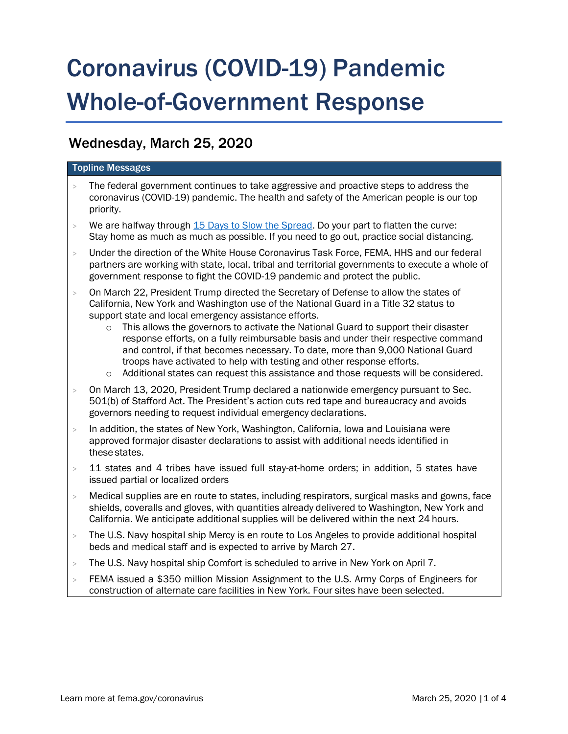# Coronavirus (COVID-19) Pandemic Whole-of-Government Response

## Wednesday, March 25, 2020

**Topline Messages**

- The federal government continues to take aggressive and proactive steps to address the coronavirus (COVID-19) pandemic. The health and safety of the American people is our top priority.
- We are halfway through [15 Days to Slow the Spread](). Do your part to flatten the curve: Stay home as much as much as possible. If you need to go out, practice social distancing.
- Under the direction of the White House Coronavirus Task Force, FEMA, HHS and our federal partners are working with state, local, tribal and territorial governments to execute a whole of government response to fight the COVID-19 pandemic and protect the public.
- On March 22, President Trump directed the Secretary of Defense to allow the states of California, New York and Washington use of the National Guard in a Title 32 status to support state and local emergency assistance efforts.
  - This allows the governors to activate the National Guard to support their disaster response efforts, on a fully reimbursable basis and under their respective command and control, if that becomes necessary. To date, more than 9,000 National Guard troops have activated to help with testing and other response efforts.
  - Additional states can request this assistance and those requests will be considered.
- On March 13, 2020, President Trump declared a nationwide emergency pursuant to Sec. 501(b) of Stafford Act. The President's action cuts red tape and bureaucracy and avoids governors needing to request individual emergency declarations.
- In addition, the states of New York, Washington, California, Iowa and Louisiana were approved formajor disaster declarations to assist with additional needs identified in these states.
- 11 states and 4 tribes have issued full stay-at-home orders; in addition, 5 states have issued partial or localized orders
- Medical supplies are en route to states, including respirators, surgical masks and gowns, face shields, coveralls and gloves, with quantities already delivered to Washington, New York and California. We anticipate additional supplies will be delivered within the next 24 hours.
- The U.S. Navy hospital ship Mercy is en route to Los Angeles to provide additional hospital beds and medical staff and is expected to arrive by March 27.
- The U.S. Navy hospital ship Comfort is scheduled to arrive in New York on April 7.
- FEMA issued a $350 million Mission Assignment to the U.S. Army Corps of Engineers for construction of alternate care facilities in New York. Four sites have been selected.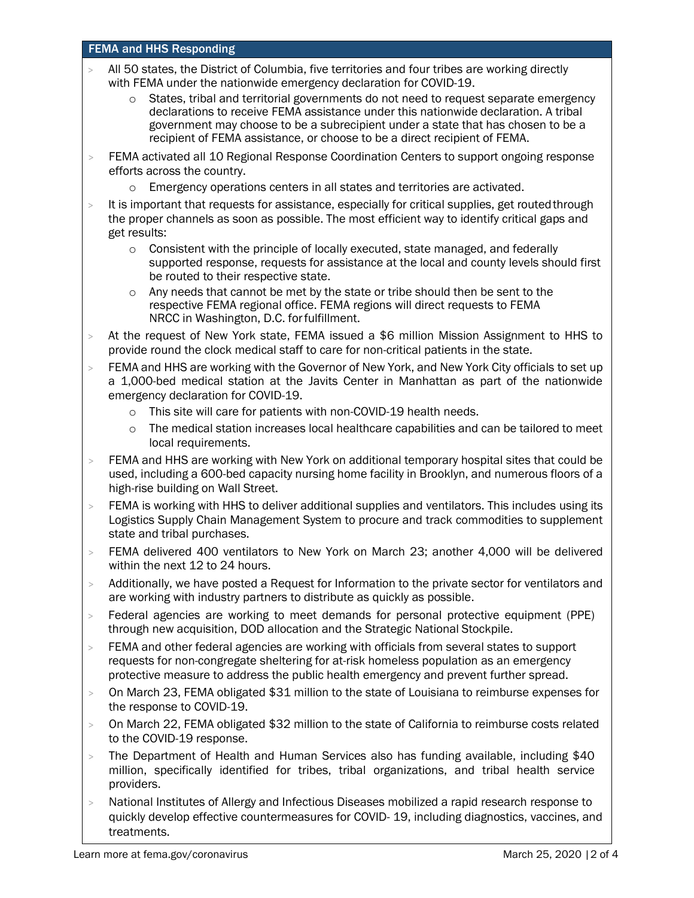## FEMA and HHS Responding

- All 50 states, the District of Columbia, five territories and four tribes are working directly with FEMA under the nationwide emergency declaration for COVID-19.
  - States, tribal and territorial governments do not need to request separate emergency declarations to receive FEMA assistance under this nationwide declaration. A tribal government may choose to be a subrecipient under a state that has chosen to be a recipient of FEMA assistance, or choose to be a direct recipient of FEMA.
- FEMA activated all 10 Regional Response Coordination Centers to support ongoing response efforts across the country.
  - Emergency operations centers in all states and territories are activated.
- It is important that requests for assistance, especially for critical supplies, get routed through the proper channels as soon as possible. The most efficient way to identify critical gaps and get results:
  - Consistent with the principle of locally executed, state managed, and federally supported response, requests for assistance at the local and county levels should first be routed to their respective state.
  - Any needs that cannot be met by the state or tribe should then be sent to the respective FEMA regional office. FEMA regions will direct requests to FEMA NRCC in Washington, D.C. for fulfillment.
- At the request of New York state, FEMA issued a $6 million Mission Assignment to HHS to provide round the clock medical staff to care for non-critical patients in the state.
- FEMA and HHS are working with the Governor of New York, and New York City officials to set up a 1,000-bed medical station at the Javits Center in Manhattan as part of the nationwide emergency declaration for COVID-19.
  - This site will care for patients with non-COVID-19 health needs.
  - The medical station increases local healthcare capabilities and can be tailored to meet local requirements.
- FEMA and HHS are working with New York on additional temporary hospital sites that could be used, including a 600-bed capacity nursing home facility in Brooklyn, and numerous floors of a high-rise building on Wall Street.
- FEMA is working with HHS to deliver additional supplies and ventilators. This includes using its Logistics Supply Chain Management System to procure and track commodities to supplement state and tribal purchases.
- FEMA delivered 400 ventilators to New York on March 23; another 4,000 will be delivered within the next 12 to 24 hours.
- Additionally, we have posted a Request for Information to the private sector for ventilators and are working with industry partners to distribute as quickly as possible.
- Federal agencies are working to meet demands for personal protective equipment (PPE) through new acquisition, DOD allocation and the Strategic National Stockpile.
- FEMA and other federal agencies are working with officials from several states to support requests for non-congregate sheltering for at-risk homeless population as an emergency protective measure to address the public health emergency and prevent further spread.
- On March 23, FEMA obligated $31 million to the state of Louisiana to reimburse expenses for the response to COVID-19.
- On March 22, FEMA obligated $32 million to the state of California to reimburse costs related to the COVID-19 response.
- The Department of Health and Human Services also has funding available, including $40 million, specifically identified for tribes, tribal organizations, and tribal health service providers.
- National Institutes of Allergy and Infectious Diseases mobilized a rapid research response to quickly develop effective countermeasures for COVID- 19, including diagnostics, vaccines, and treatments.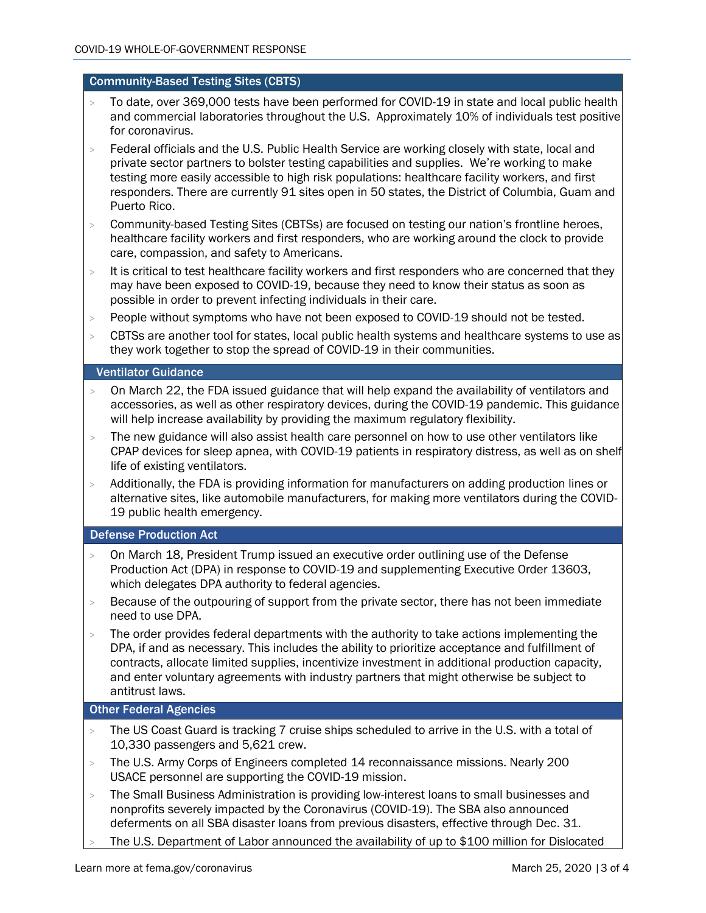## Community-Based Testing Sites (CBTS)

- To date, over 369,000 tests have been performed for COVID-19 in state and local public health and commercial laboratories throughout the U.S. Approximately 10% of individuals test positive for coronavirus.
- Federal officials and the U.S. Public Health Service are working closely with state, local and private sector partners to bolster testing capabilities and supplies. We're working to make testing more easily accessible to high risk populations: healthcare facility workers, and first responders. There are currently 91 sites open in 50 states, the District of Columbia, Guam and Puerto Rico.
- Community-based Testing Sites (CBTSs) are focused on testing our nation's frontline heroes, healthcare facility workers and first responders, who are working around the clock to provide care, compassion, and safety to Americans.
- It is critical to test healthcare facility workers and first responders who are concerned that they may have been exposed to COVID-19, because they need to know their status as soon as possible in order to prevent infecting individuals in their care.
- People without symptoms who have not been exposed to COVID-19 should not be tested.
- CBTSs are another tool for states, local public health systems and healthcare systems to use as they work together to stop the spread of COVID-19 in their communities.

## Ventilator Guidance

- On March 22, the FDA issued guidance that will help expand the availability of ventilators and accessories, as well as other respiratory devices, during the COVID-19 pandemic. This guidance will help increase availability by providing the maximum regulatory flexibility.
- The new guidance will also assist health care personnel on how to use other ventilators like CPAP devices for sleep apnea, with COVID-19 patients in respiratory distress, as well as on shelf life of existing ventilators.
- Additionally, the FDA is providing information for manufacturers on adding production lines or alternative sites, like automobile manufacturers, for making more ventilators during the COVID-19 public health emergency.

## Defense Production Act

- On March 18, President Trump issued an executive order outlining use of the Defense Production Act (DPA) in response to COVID-19 and supplementing Executive Order 13603, which delegates DPA authority to federal agencies.
- Because of the outpouring of support from the private sector, there has not been immediate need to use DPA.
- The order provides federal departments with the authority to take actions implementing the DPA, if and as necessary. This includes the ability to prioritize acceptance and fulfillment of contracts, allocate limited supplies, incentivize investment in additional production capacity, and enter voluntary agreements with industry partners that might otherwise be subject to antitrust laws.

## Other Federal Agencies

- The US Coast Guard is tracking 7 cruise ships scheduled to arrive in the U.S. with a total of 10,330 passengers and 5,621 crew.
- The U.S. Army Corps of Engineers completed 14 reconnaissance missions. Nearly 200 USACE personnel are supporting the COVID-19 mission.
- The Small Business Administration is providing low-interest loans to small businesses and nonprofits severely impacted by the Coronavirus (COVID-19). The SBA also announced deferments on all SBA disaster loans from previous disasters, effective through Dec. 31.
- The U.S. Department of Labor announced the availability of up to $100 million for Dislocated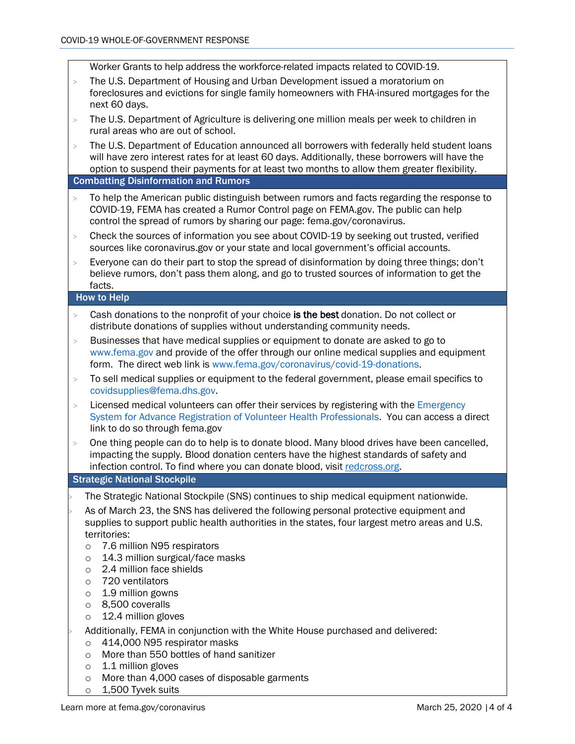Worker Grants to help address the workforce-related impacts related to COVID-19.

- The U.S. Department of Housing and Urban Development issued a moratorium on foreclosures and evictions for single family homeowners with FHA-insured mortgages for the next 60 days.
- The U.S. Department of Agriculture is delivering one million meals per week to children in rural areas who are out of school.
- The U.S. Department of Education announced all borrowers with federally held student loans will have zero interest rates for at least 60 days. Additionally, these borrowers will have the option to suspend their payments for at least two months to allow them greater flexibility.

## Combatting Disinformation and Rumors

- To help the American public distinguish between rumors and facts regarding the response to COVID-19, FEMA has created a Rumor Control page on FEMA.gov. The public can help control the spread of rumors by sharing our page: fema.gov/coronavirus.
- Check the sources of information you see about COVID-19 by seeking out trusted, verified sources like coronavirus.gov or your state and local government's official accounts.
- Everyone can do their part to stop the spread of disinformation by doing three things; don't believe rumors, don't pass them along, and go to trusted sources of information to get the facts.

## How to Help

- Cash donations to the nonprofit of your choice **is the best** donation. Do not collect or distribute donations of supplies without understanding community needs.
- Businesses that have medical supplies or equipment to donate are asked to go to www.fema.gov and provide of the offer through our online medical supplies and equipment form. The direct web link is www.fema.gov/coronavirus/covid-19-donations.
- To sell medical supplies or equipment to the federal government, please email specifics to covidsupplies@fema.dhs.gov.
- Licensed medical volunteers can offer their services by registering with the Emergency System for Advance Registration of Volunteer Health Professionals. You can access a direct link to do so through fema.gov
- One thing people can do to help is to donate blood. Many blood drives have been cancelled, impacting the supply. Blood donation centers have the highest standards of safety and infection control. To find where you can donate blood, visit redcross.org.

## Strategic National Stockpile

- The Strategic National Stockpile (SNS) continues to ship medical equipment nationwide.
- As of March 23, the SNS has delivered the following personal protective equipment and supplies to support public health authorities in the states, four largest metro areas and U.S. territories:
  - 7.6 million N95 respirators
  - 14.3 million surgical/face masks
  - 2.4 million face shields
  - 720 ventilators
  - 1.9 million gowns
  - 8,500 coveralls
  - 12.4 million gloves
- Additionally, FEMA in conjunction with the White House purchased and delivered:
  - 414,000 N95 respirator masks
  - More than 550 bottles of hand sanitizer
  - 1.1 million gloves
  - More than 4,000 cases of disposable garments
  - 1,500 Tyvek suits